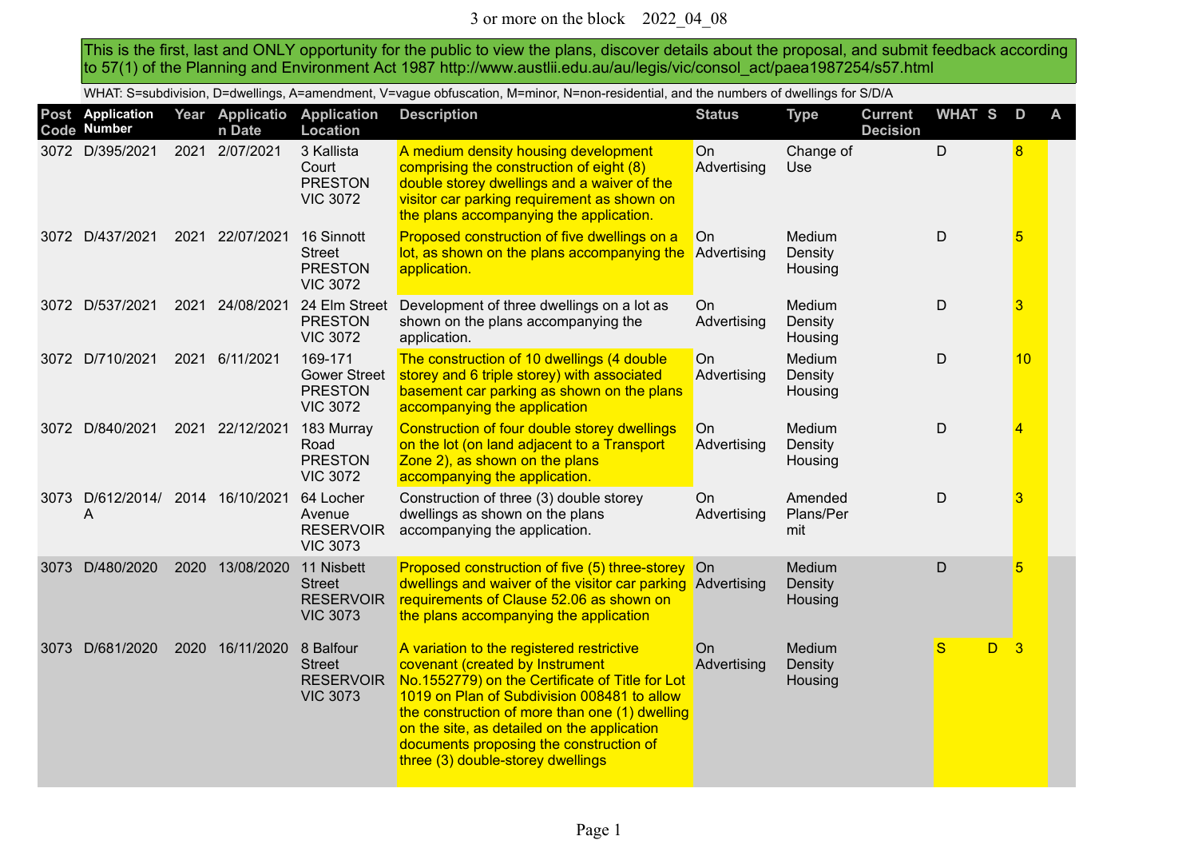3 or more on the block 2022_04_08

This is the first, last and ONLY opportunity for the public to view the plans, discover details about the proposal, and submit feedback according to 57(1) of the Planning and Environment Act 1987 http://www.austlii.edu.au/au/legis/vic/consol_act/paea1987254/s57.html

WHAT: S=subdivision, D=dwellings, A=amendment, V=vague obfuscation, M=minor, N=non-residential, and the numbers of dwellings for S/D/A

| Post Code | Application Number | Year | Application Date | Application Location | Description | Status | Type | Current Decision | WHAT | S | D | A |
|---|---|---|---|---|---|---|---|---|---|---|---|---|
| 3072 | D/395/2021 | 2021 | 2/07/2021 | 3 Kallista Court PRESTON VIC 3072 | A medium density housing development comprising the construction of eight (8) double storey dwellings and a waiver of the visitor car parking requirement as shown on the plans accompanying the application. | On Advertising | Change of Use | | D | | 8 | |
| 3072 | D/437/2021 | 2021 | 22/07/2021 | 16 Sinnott Street PRESTON VIC 3072 | Proposed construction of five dwellings on a lot, as shown on the plans accompanying the application. | On Advertising | Medium Density Housing | | D | | 5 | |
| 3072 | D/537/2021 | 2021 | 24/08/2021 | 24 Elm Street PRESTON VIC 3072 | Development of three dwellings on a lot as shown on the plans accompanying the application. | On Advertising | Medium Density Housing | | D | | 3 | |
| 3072 | D/710/2021 | 2021 | 6/11/2021 | 169-171 Gower Street PRESTON VIC 3072 | The construction of 10 dwellings (4 double storey and 6 triple storey) with associated basement car parking as shown on the plans accompanying the application | On Advertising | Medium Density Housing | | D | | 10 | |
| 3072 | D/840/2021 | 2021 | 22/12/2021 | 183 Murray Road PRESTON VIC 3072 | Construction of four double storey dwellings on the lot (on land adjacent to a Transport Zone 2), as shown on the plans accompanying the application. | On Advertising | Medium Density Housing | | D | | 4 | |
| 3073 | D/612/2014/A | 2014 | 16/10/2021 | 64 Locher Avenue RESERVOIR VIC 3073 | Construction of three (3) double storey dwellings as shown on the plans accompanying the application. | On Advertising | Amended Plans/Permit | | D | | 3 | |
| 3073 | D/480/2020 | 2020 | 13/08/2020 | 11 Nisbett Street RESERVOIR VIC 3073 | Proposed construction of five (5) three-storey dwellings and waiver of the visitor car parking requirements of Clause 52.06 as shown on the plans accompanying the application | On Advertising | Medium Density Housing | | D | | 5 | |
| 3073 | D/681/2020 | 2020 | 16/11/2020 | 8 Balfour Street RESERVOIR VIC 3073 | A variation to the registered restrictive covenant (created by Instrument No.1552779) on the Certificate of Title for Lot 1019 on Plan of Subdivision 008481 to allow the construction of more than one (1) dwelling on the site, as detailed on the application documents proposing the construction of three (3) double-storey dwellings | On Advertising | Medium Density Housing | | S | D | 3 | |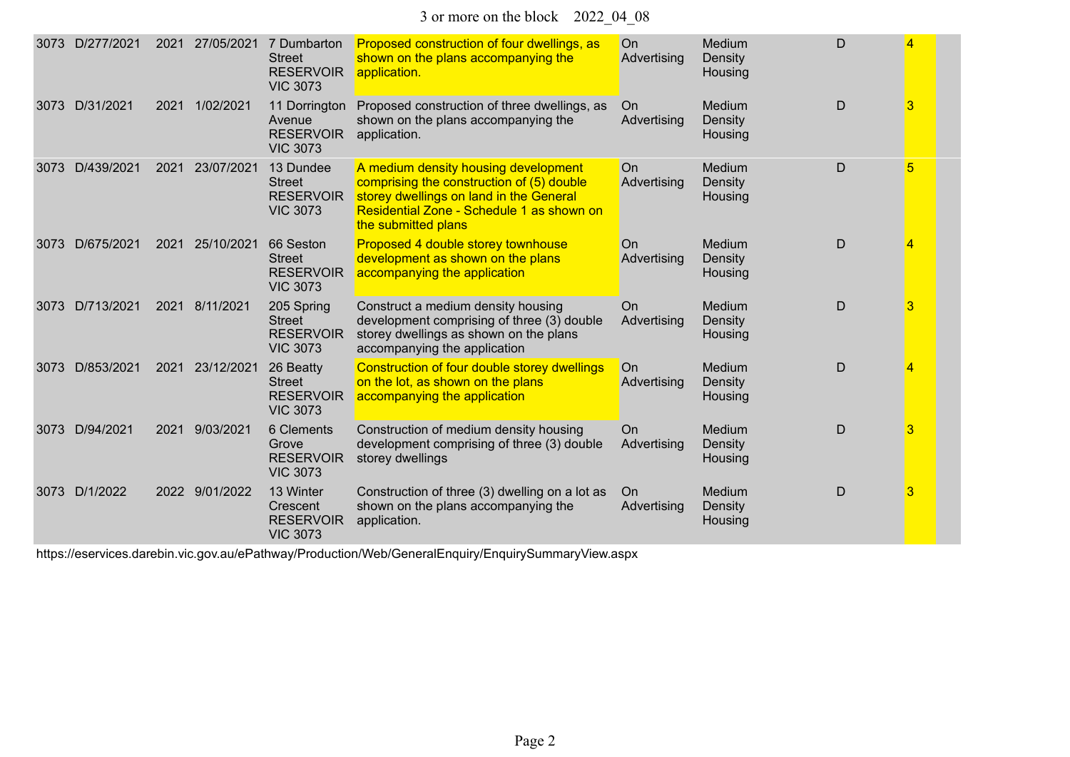| | | | | | | | | | |
|---|---|---|---|---|---|---|---|---|---|
| 3073 | D/277/2021 | 2021 | 27/05/2021 | 7 Dumbarton Street RESERVOIR VIC 3073 | Proposed construction of four dwellings, as shown on the plans accompanying the application. | On Advertising | Medium Density Housing | D | 4 |
| 3073 | D/31/2021 | 2021 | 1/02/2021 | 11 Dorrington Avenue RESERVOIR VIC 3073 | Proposed construction of three dwellings, as shown on the plans accompanying the application. | On Advertising | Medium Density Housing | D | 3 |
| 3073 | D/439/2021 | 2021 | 23/07/2021 | 13 Dundee Street RESERVOIR VIC 3073 | A medium density housing development comprising the construction of (5) double storey dwellings on land in the General Residential Zone - Schedule 1 as shown on the submitted plans | On Advertising | Medium Density Housing | D | 5 |
| 3073 | D/675/2021 | 2021 | 25/10/2021 | 66 Seston Street RESERVOIR VIC 3073 | Proposed 4 double storey townhouse development as shown on the plans accompanying the application | On Advertising | Medium Density Housing | D | 4 |
| 3073 | D/713/2021 | 2021 | 8/11/2021 | 205 Spring Street RESERVOIR VIC 3073 | Construct a medium density housing development comprising of three (3) double storey dwellings as shown on the plans accompanying the application | On Advertising | Medium Density Housing | D | 3 |
| 3073 | D/853/2021 | 2021 | 23/12/2021 | 26 Beatty Street RESERVOIR VIC 3073 | Construction of four double storey dwellings on the lot, as shown on the plans accompanying the application | On Advertising | Medium Density Housing | D | 4 |
| 3073 | D/94/2021 | 2021 | 9/03/2021 | 6 Clements Grove RESERVOIR VIC 3073 | Construction of medium density housing development comprising of three (3) double storey dwellings | On Advertising | Medium Density Housing | D | 3 |
| 3073 | D/1/2022 | 2022 | 9/01/2022 | 13 Winter Crescent RESERVOIR VIC 3073 | Construction of three (3) dwelling on a lot as shown on the plans accompanying the application. | On Advertising | Medium Density Housing | D | 3 |

https://eservices.darebin.vic.gov.au/ePathway/Production/Web/GeneralEnquiry/EnquirySummaryView.aspx